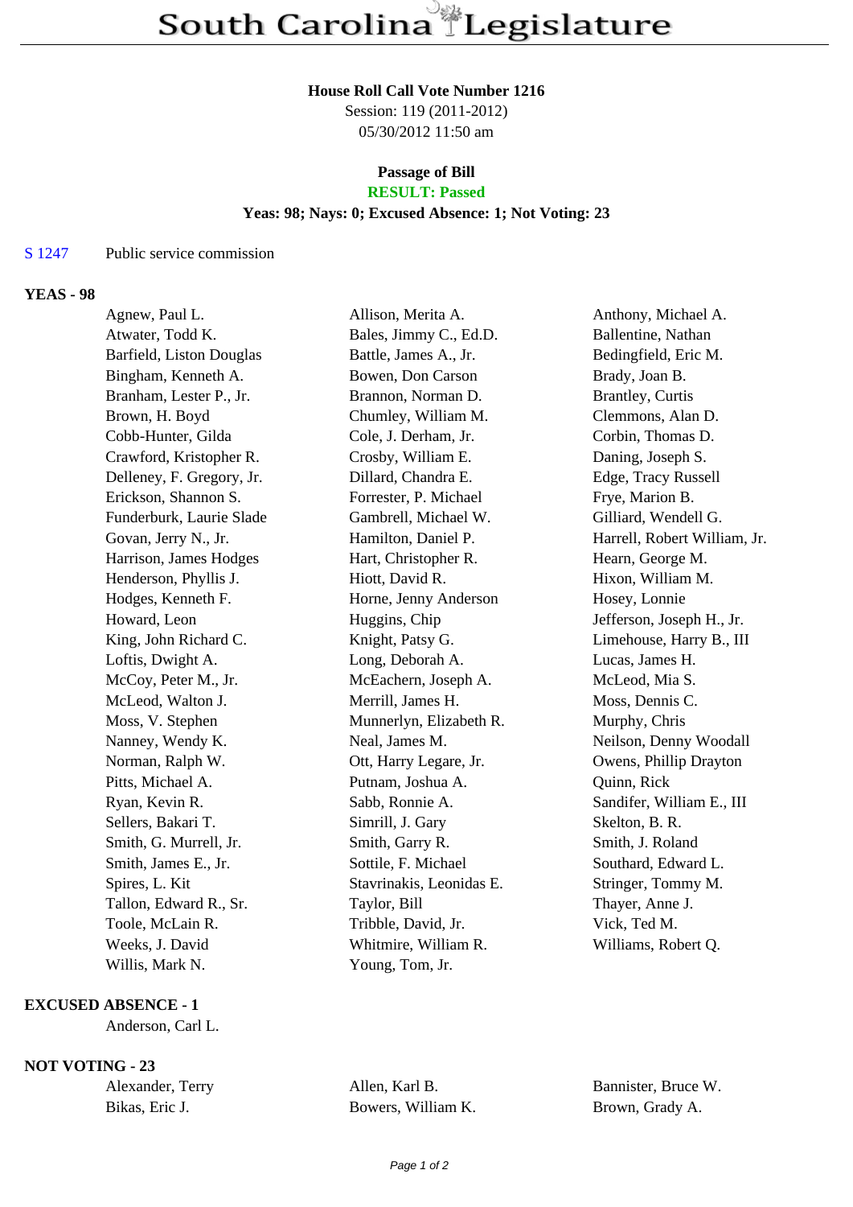# South Carolina Legislature

**House Roll Call Vote Number 1216**
Session: 119 (2011-2012)
05/30/2012 11:50 am

**Passage of Bill**
**RESULT: Passed**
**Yeas: 98; Nays: 0; Excused Absence: 1; Not Voting: 23**

S 1247 Public service commission

**YEAS - 98**

| | | |
|---|---|---|
| Agnew, Paul L. | Allison, Merita A. | Anthony, Michael A. |
| Atwater, Todd K. | Bales, Jimmy C., Ed.D. | Ballentine, Nathan |
| Barfield, Liston Douglas | Battle, James A., Jr. | Bedingfield, Eric M. |
| Bingham, Kenneth A. | Bowen, Don Carson | Brady, Joan B. |
| Branham, Lester P., Jr. | Brannon, Norman D. | Brantley, Curtis |
| Brown, H. Boyd | Chumley, William M. | Clemmons, Alan D. |
| Cobb-Hunter, Gilda | Cole, J. Derham, Jr. | Corbin, Thomas D. |
| Crawford, Kristopher R. | Crosby, William E. | Daning, Joseph S. |
| Delleney, F. Gregory, Jr. | Dillard, Chandra E. | Edge, Tracy Russell |
| Erickson, Shannon S. | Forrester, P. Michael | Frye, Marion B. |
| Funderburk, Laurie Slade | Gambrell, Michael W. | Gilliard, Wendell G. |
| Govan, Jerry N., Jr. | Hamilton, Daniel P. | Harrell, Robert William, Jr. |
| Harrison, James Hodges | Hart, Christopher R. | Hearn, George M. |
| Henderson, Phyllis J. | Hiott, David R. | Hixon, William M. |
| Hodges, Kenneth F. | Horne, Jenny Anderson | Hosey, Lonnie |
| Howard, Leon | Huggins, Chip | Jefferson, Joseph H., Jr. |
| King, John Richard C. | Knight, Patsy G. | Limehouse, Harry B., III |
| Loftis, Dwight A. | Long, Deborah A. | Lucas, James H. |
| McCoy, Peter M., Jr. | McEachern, Joseph A. | McLeod, Mia S. |
| McLeod, Walton J. | Merrill, James H. | Moss, Dennis C. |
| Moss, V. Stephen | Munnerlyn, Elizabeth R. | Murphy, Chris |
| Nanney, Wendy K. | Neal, James M. | Neilson, Denny Woodall |
| Norman, Ralph W. | Ott, Harry Legare, Jr. | Owens, Phillip Drayton |
| Pitts, Michael A. | Putnam, Joshua A. | Quinn, Rick |
| Ryan, Kevin R. | Sabb, Ronnie A. | Sandifer, William E., III |
| Sellers, Bakari T. | Simrill, J. Gary | Skelton, B. R. |
| Smith, G. Murrell, Jr. | Smith, Garry R. | Smith, J. Roland |
| Smith, James E., Jr. | Sottile, F. Michael | Southard, Edward L. |
| Spires, L. Kit | Stavrinakis, Leonidas E. | Stringer, Tommy M. |
| Tallon, Edward R., Sr. | Taylor, Bill | Thayer, Anne J. |
| Toole, McLain R. | Tribble, David, Jr. | Vick, Ted M. |
| Weeks, J. David | Whitmire, William R. | Williams, Robert Q. |
| Willis, Mark N. | Young, Tom, Jr. | |

**EXCUSED ABSENCE - 1**

Anderson, Carl L.

**NOT VOTING - 23**

| | | |
|---|---|---|
| Alexander, Terry | Allen, Karl B. | Bannister, Bruce W. |
| Bikas, Eric J. | Bowers, William K. | Brown, Grady A. |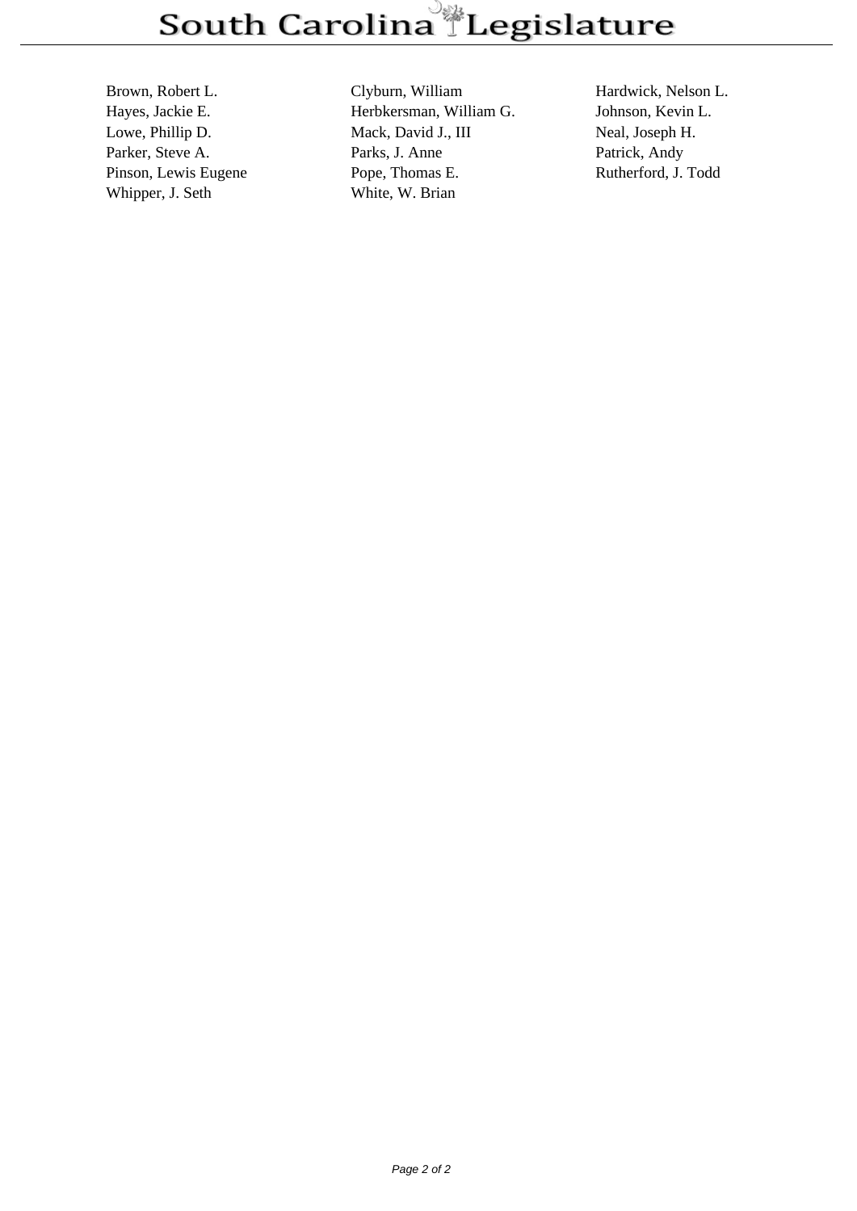Brown, Robert L.
Clyburn, William
Hardwick, Nelson L.
Hayes, Jackie E.
Herbkersman, William G.
Johnson, Kevin L.
Lowe, Phillip D.
Mack, David J., III
Neal, Joseph H.
Parker, Steve A.
Parks, J. Anne
Patrick, Andy
Pinson, Lewis Eugene
Pope, Thomas E.
Rutherford, J. Todd
Whipper, J. Seth
White, W. Brian